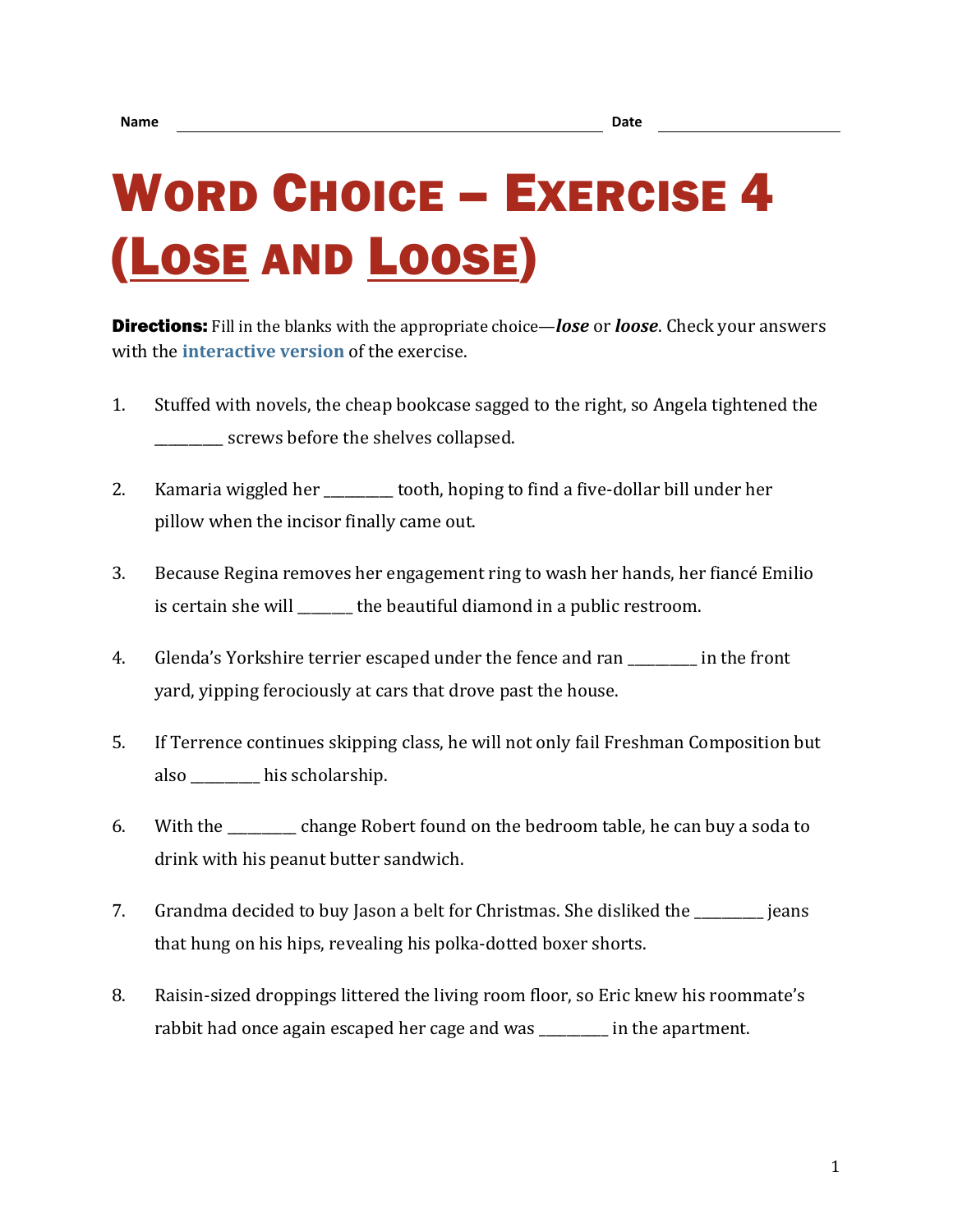Name ______________________________ Date ______________

# Word Choice – Exercise 4 (Lose and Loose)

**Directions:** Fill in the blanks with the appropriate choice—***lose*** or ***loose***. Check your answers with the interactive version of the exercise.

1. Stuffed with novels, the cheap bookcase sagged to the right, so Angela tightened the _________ screws before the shelves collapsed.

2. Kamaria wiggled her _________ tooth, hoping to find a five-dollar bill under her pillow when the incisor finally came out.

3. Because Regina removes her engagement ring to wash her hands, her fiancé Emilio is certain she will _______ the beautiful diamond in a public restroom.

4. Glenda's Yorkshire terrier escaped under the fence and ran _________ in the front yard, yipping ferociously at cars that drove past the house.

5. If Terrence continues skipping class, he will not only fail Freshman Composition but also _________ his scholarship.

6. With the _________ change Robert found on the bedroom table, he can buy a soda to drink with his peanut butter sandwich.

7. Grandma decided to buy Jason a belt for Christmas. She disliked the _________ jeans that hung on his hips, revealing his polka-dotted boxer shorts.

8. Raisin-sized droppings littered the living room floor, so Eric knew his roommate's rabbit had once again escaped her cage and was _________ in the apartment.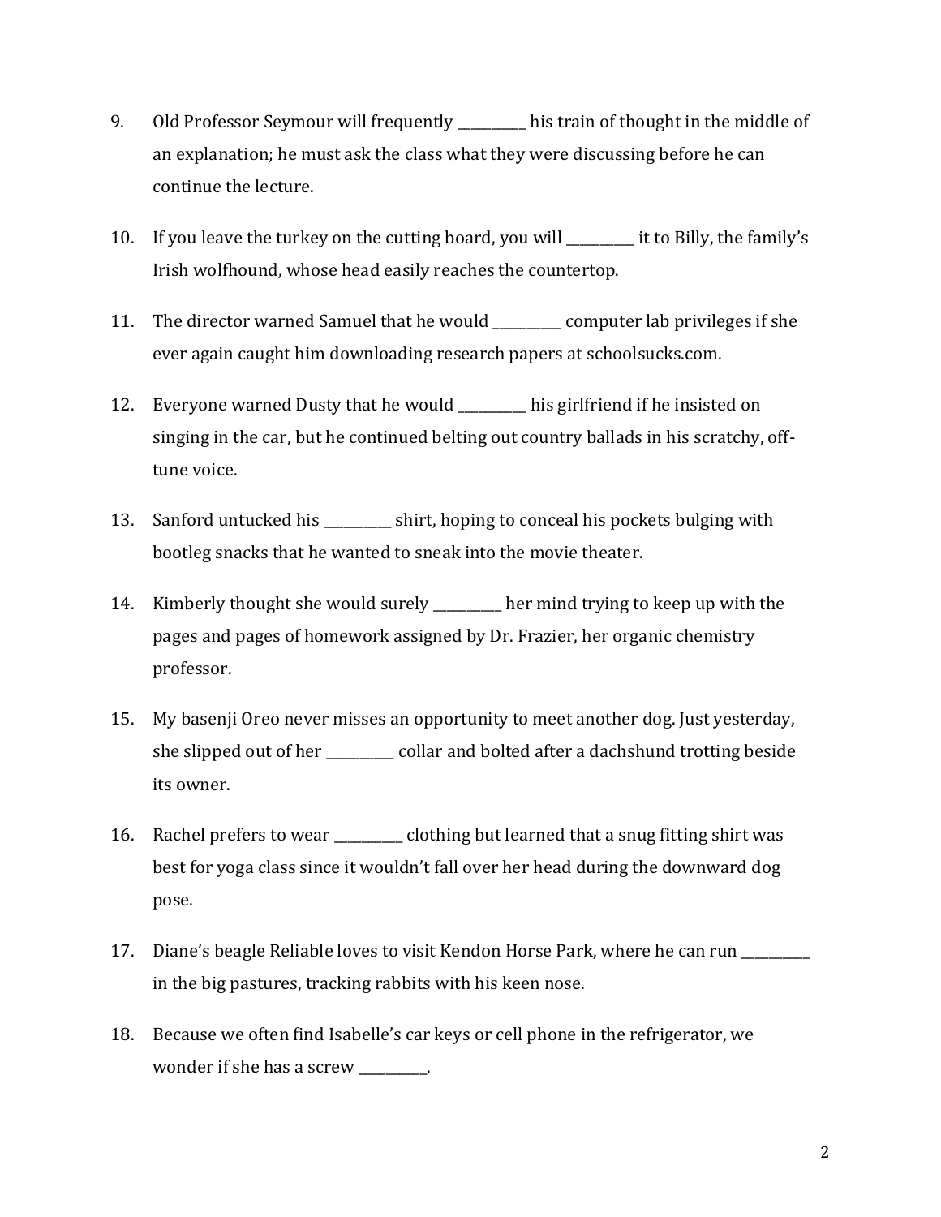9. Old Professor Seymour will frequently __________ his train of thought in the middle of an explanation; he must ask the class what they were discussing before he can continue the lecture.

10. If you leave the turkey on the cutting board, you will __________ it to Billy, the family's Irish wolfhound, whose head easily reaches the countertop.

11. The director warned Samuel that he would __________ computer lab privileges if she ever again caught him downloading research papers at schoolsucks.com.

12. Everyone warned Dusty that he would __________ his girlfriend if he insisted on singing in the car, but he continued belting out country ballads in his scratchy, off-tune voice.

13. Sanford untucked his __________ shirt, hoping to conceal his pockets bulging with bootleg snacks that he wanted to sneak into the movie theater.

14. Kimberly thought she would surely __________ her mind trying to keep up with the pages and pages of homework assigned by Dr. Frazier, her organic chemistry professor.

15. My basenji Oreo never misses an opportunity to meet another dog. Just yesterday, she slipped out of her __________ collar and bolted after a dachshund trotting beside its owner.

16. Rachel prefers to wear __________ clothing but learned that a snug fitting shirt was best for yoga class since it wouldn't fall over her head during the downward dog pose.

17. Diane's beagle Reliable loves to visit Kendon Horse Park, where he can run __________ in the big pastures, tracking rabbits with his keen nose.

18. Because we often find Isabelle's car keys or cell phone in the refrigerator, we wonder if she has a screw __________.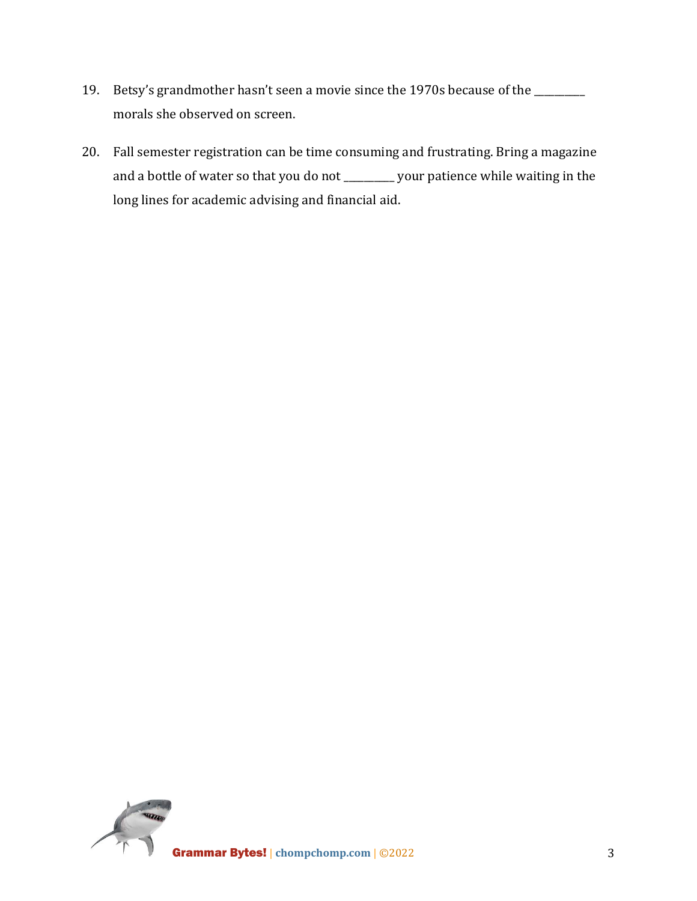19. Betsy's grandmother hasn't seen a movie since the 1970s because of the __________ morals she observed on screen.

20. Fall semester registration can be time consuming and frustrating. Bring a magazine and a bottle of water so that you do not __________ your patience while waiting in the long lines for academic advising and financial aid.